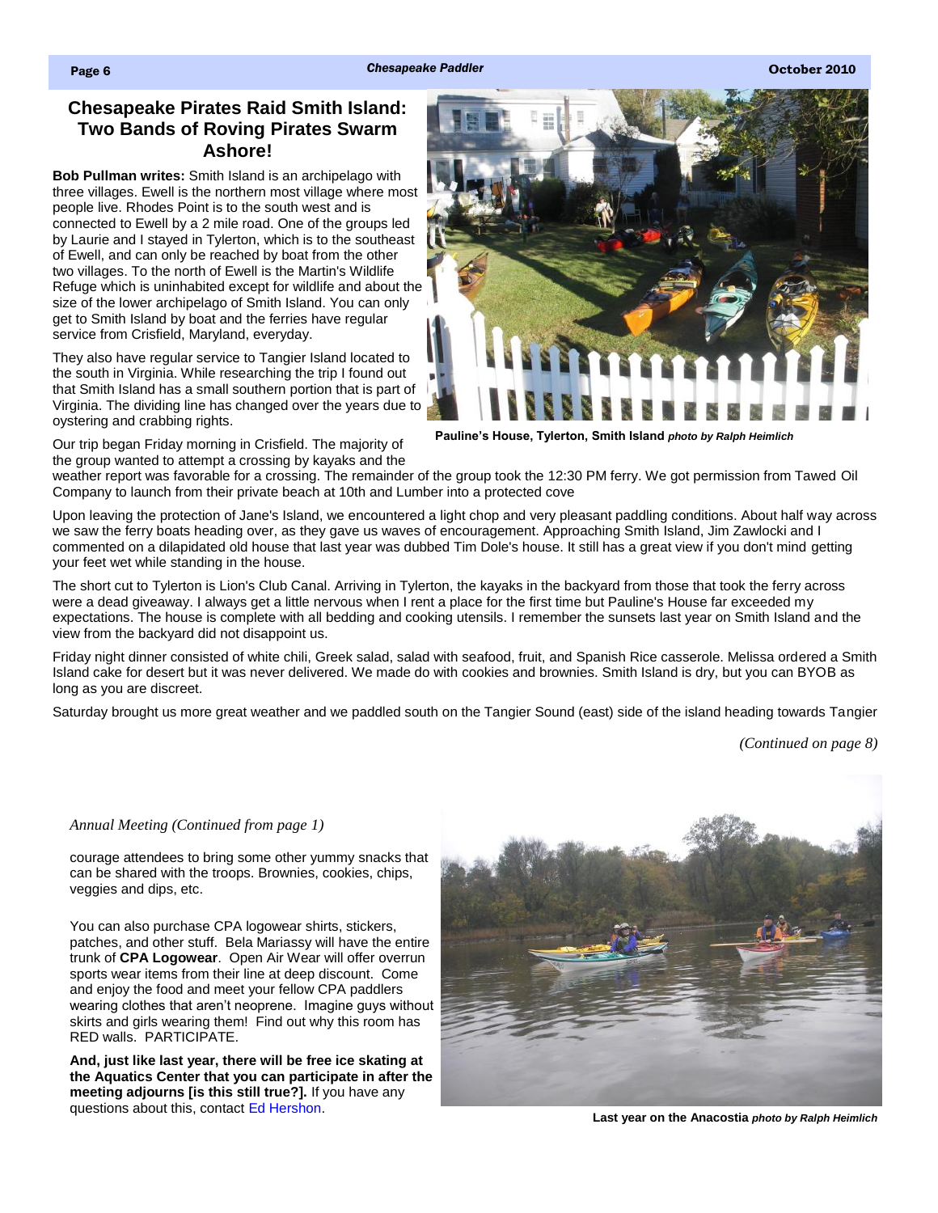## Chesapeake Pirates Raid Smith Island: Two Bands of Roving Pirates Swarm Ashore!

**Bob Pullman writes:** Smith Island is an archipelago with three villages. Ewell is the northern most village where most people live. Rhodes Point is to the south west and is connected to Ewell by a 2 mile road. One of the groups led by Laurie and I stayed in Tylerton, which is to the southeast of Ewell, and can only be reached by boat from the other two villages. To the north of Ewell is the Martin's Wildlife Refuge which is uninhabited except for wildlife and about the size of the lower archipelago of Smith Island. You can only get to Smith Island by boat and the ferries have regular service from Crisfield, Maryland, everyday.

They also have regular service to Tangier Island located to the south in Virginia. While researching the trip I found out that Smith Island has a small southern portion that is part of Virginia. The dividing line has changed over the years due to oystering and crabbing rights.

**Pauline's House, Tylerton, Smith Island** ***photo by Ralph Heimlich***

Our trip began Friday morning in Crisfield. The majority of the group wanted to attempt a crossing by kayaks and the weather report was favorable for a crossing. The remainder of the group took the 12:30 PM ferry. We got permission from Tawed Oil Company to launch from their private beach at 10th and Lumber into a protected cove

Upon leaving the protection of Jane's Island, we encountered a light chop and very pleasant paddling conditions. About half way across we saw the ferry boats heading over, as they gave us waves of encouragement. Approaching Smith Island, Jim Zawlocki and I commented on a dilapidated old house that last year was dubbed Tim Dole's house. It still has a great view if you don't mind getting your feet wet while standing in the house.

The short cut to Tylerton is Lion's Club Canal. Arriving in Tylerton, the kayaks in the backyard from those that took the ferry across were a dead giveaway. I always get a little nervous when I rent a place for the first time but Pauline's House far exceeded my expectations. The house is complete with all bedding and cooking utensils. I remember the sunsets last year on Smith Island and the view from the backyard did not disappoint us.

Friday night dinner consisted of white chili, Greek salad, salad with seafood, fruit, and Spanish Rice casserole. Melissa ordered a Smith Island cake for desert but it was never delivered. We made do with cookies and brownies. Smith Island is dry, but you can BYOB as long as you are discreet.

Saturday brought us more great weather and we paddled south on the Tangier Sound (east) side of the island heading towards Tangier

*(Continued on page 8)*

*Annual Meeting (Continued from page 1)*

courage attendees to bring some other yummy snacks that can be shared with the troops. Brownies, cookies, chips, veggies and dips, etc.

You can also purchase CPA logowear shirts, stickers, patches, and other stuff. Bela Mariassy will have the entire trunk of **CPA Logowear**. Open Air Wear will offer overrun sports wear items from their line at deep discount. Come and enjoy the food and meet your fellow CPA paddlers wearing clothes that aren't neoprene. Imagine guys without skirts and girls wearing them! Find out why this room has RED walls. PARTICIPATE.

**And, just like last year, there will be free ice skating at the Aquatics Center that you can participate in after the meeting adjourns [is this still true?].** If you have any questions about this, contact Ed Hershon.

**Last year on the Anacostia** ***photo by Ralph Heimlich***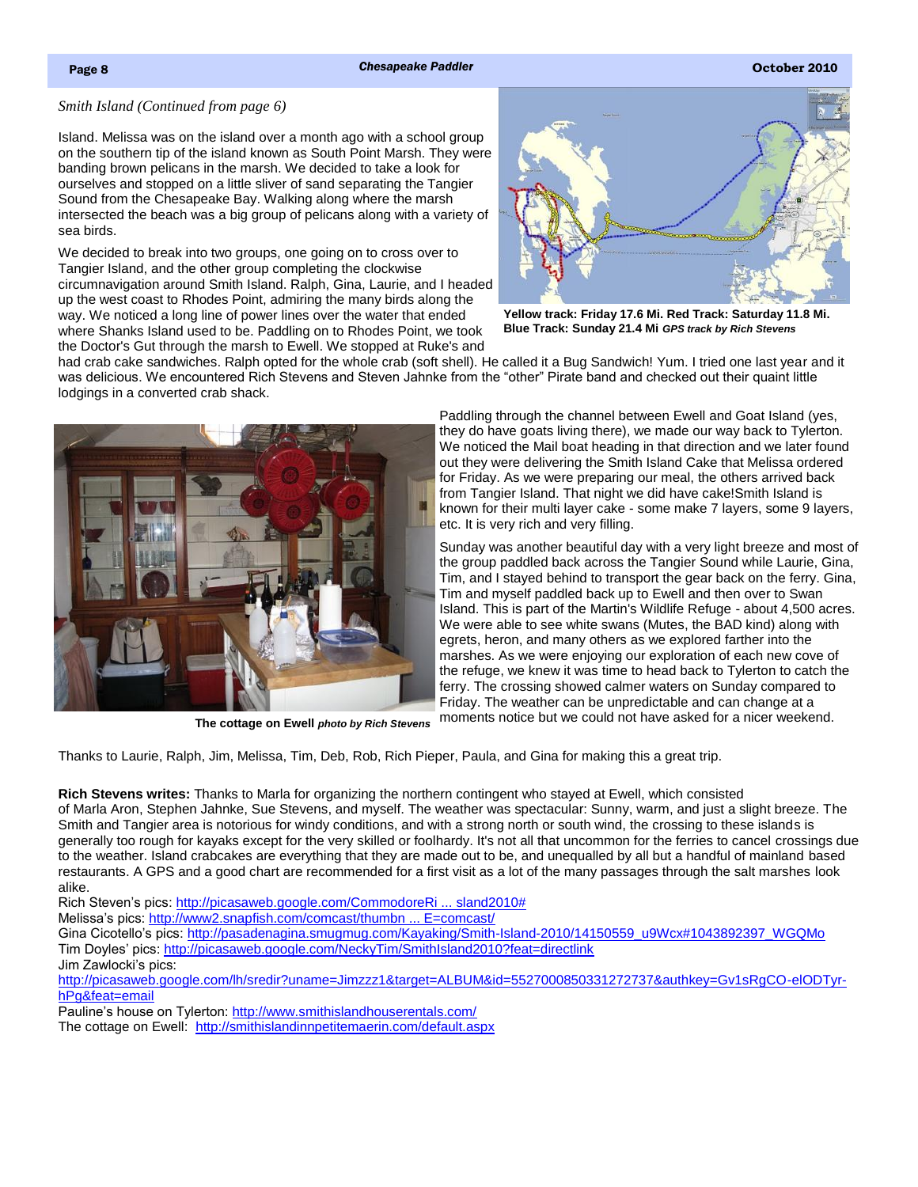*Smith Island (Continued from page 6)*

Island. Melissa was on the island over a month ago with a school group on the southern tip of the island known as South Point Marsh. They were banding brown pelicans in the marsh. We decided to take a look for ourselves and stopped on a little sliver of sand separating the Tangier Sound from the Chesapeake Bay. Walking along where the marsh intersected the beach was a big group of pelicans along with a variety of sea birds.

We decided to break into two groups, one going on to cross over to Tangier Island, and the other group completing the clockwise circumnavigation around Smith Island. Ralph, Gina, Laurie, and I headed up the west coast to Rhodes Point, admiring the many birds along the way. We noticed a long line of power lines over the water that ended where Shanks Island used to be. Paddling on to Rhodes Point, we took the Doctor's Gut through the marsh to Ewell. We stopped at Ruke's and had crab cake sandwiches. Ralph opted for the whole crab (soft shell). He called it a Bug Sandwich! Yum. I tried one last year and it was delicious. We encountered Rich Stevens and Steven Jahnke from the "other" Pirate band and checked out their quaint little lodgings in a converted crab shack.

**Yellow track: Friday 17.6 Mi. Red Track: Saturday 11.8 Mi. Blue Track: Sunday 21.4 Mi** ***GPS track by Rich Stevens***

Paddling through the channel between Ewell and Goat Island (yes, they do have goats living there), we made our way back to Tylerton. We noticed the Mail boat heading in that direction and we later found out they were delivering the Smith Island Cake that Melissa ordered for Friday. As we were preparing our meal, the others arrived back from Tangier Island. That night we did have cake!Smith Island is known for their multi layer cake - some make 7 layers, some 9 layers, etc. It is very rich and very filling.

Sunday was another beautiful day with a very light breeze and most of the group paddled back across the Tangier Sound while Laurie, Gina, Tim, and I stayed behind to transport the gear back on the ferry. Gina, Tim and myself paddled back up to Ewell and then over to Swan Island. This is part of the Martin's Wildlife Refuge - about 4,500 acres. We were able to see white swans (Mutes, the BAD kind) along with egrets, heron, and many others as we explored farther into the marshes. As we were enjoying our exploration of each new cove of the refuge, we knew it was time to head back to Tylerton to catch the ferry. The crossing showed calmer waters on Sunday compared to Friday. The weather can be unpredictable and can change at a moments notice but we could not have asked for a nicer weekend.

**The cottage on Ewell** ***photo by Rich Stevens***

Thanks to Laurie, Ralph, Jim, Melissa, Tim, Deb, Rob, Rich Pieper, Paula, and Gina for making this a great trip.

**Rich Stevens writes:** Thanks to Marla for organizing the northern contingent who stayed at Ewell, which consisted of Marla Aron, Stephen Jahnke, Sue Stevens, and myself. The weather was spectacular: Sunny, warm, and just a slight breeze. The Smith and Tangier area is notorious for windy conditions, and with a strong north or south wind, the crossing to these islands is generally too rough for kayaks except for the very skilled or foolhardy. It's not all that uncommon for the ferries to cancel crossings due to the weather. Island crabcakes are everything that they are made out to be, and unequalled by all but a handful of mainland based restaurants. A GPS and a good chart are recommended for a first visit as a lot of the many passages through the salt marshes look alike.

Rich Steven's pics: http://picasaweb.google.com/CommodoreRi ... sland2010#
Melissa's pics: http://www2.snapfish.com/comcast/thumbn ... E=comcast/
Gina Cicotello's pics: http://pasadenagina.smugmug.com/Kayaking/Smith-Island-2010/14150559_u9Wcx#1043892397_WGQMo
Tim Doyles' pics: http://picasaweb.google.com/NeckyTim/SmithIsland2010?feat=directlink
Jim Zawlocki's pics:
http://picasaweb.google.com/lh/sredir?uname=Jimzzz1&target=ALBUM&id=5527000850331272737&authkey=Gv1sRgCO-elODTyr-hPg&feat=email
Pauline's house on Tylerton: http://www.smithislandhouserentals.com/
The cottage on Ewell: http://smithislandinnpetitemaerin.com/default.aspx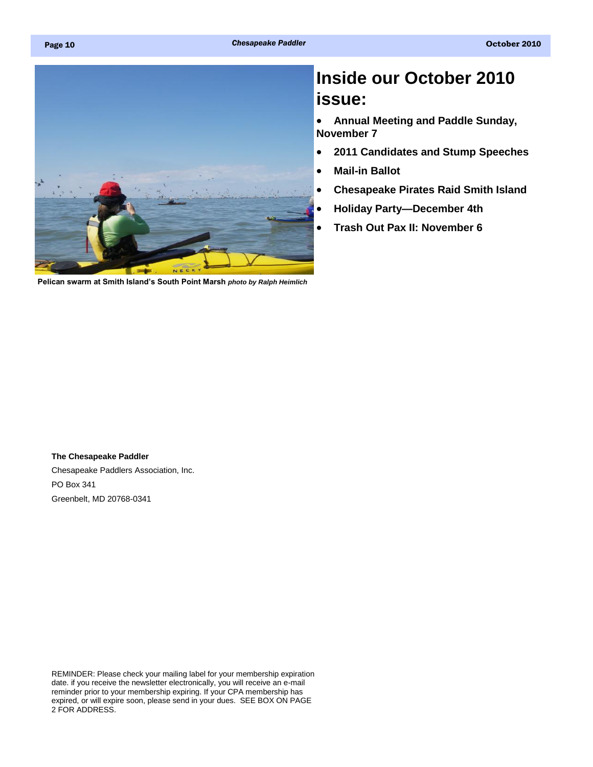Pelican swarm at Smith Island's South Point Marsh *photo by Ralph Heimlich*

# Inside our October 2010 issue:

- **Annual Meeting and Paddle Sunday, November 7**
- **2011 Candidates and Stump Speeches**
- **Mail-in Ballot**
- **Chesapeake Pirates Raid Smith Island**
- **Holiday Party—December 4th**
- **Trash Out Pax II: November 6**

**The Chesapeake Paddler**
Chesapeake Paddlers Association, Inc.
PO Box 341
Greenbelt, MD 20768-0341

REMINDER: Please check your mailing label for your membership expiration date. if you receive the newsletter electronically, you will receive an e-mail reminder prior to your membership expiring. If your CPA membership has expired, or will expire soon, please send in your dues. SEE BOX ON PAGE 2 FOR ADDRESS.